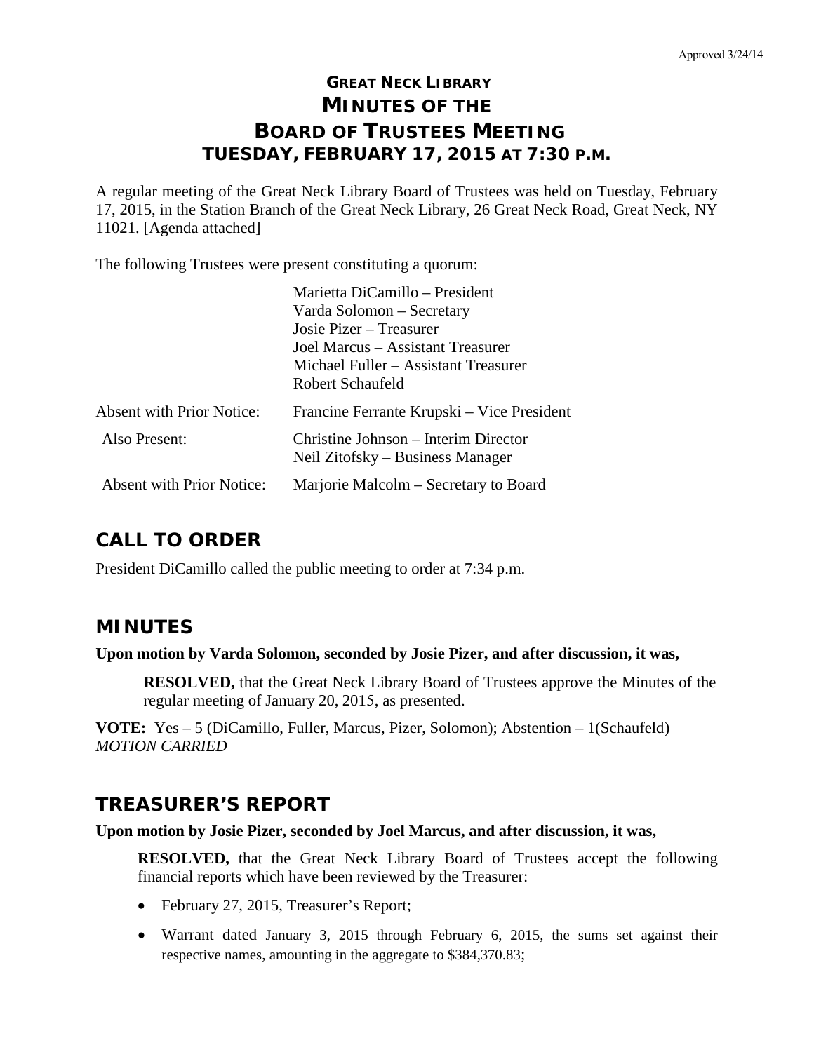Approved 3/24/14

# GREAT NECK LIBRARY
# MINUTES OF THE
# BOARD OF TRUSTEES MEETING
## TUESDAY, FEBRUARY 17, 2015 AT 7:30 P.M.

A regular meeting of the Great Neck Library Board of Trustees was held on Tuesday, February 17, 2015, in the Station Branch of the Great Neck Library, 26 Great Neck Road, Great Neck, NY 11021. [Agenda attached]

The following Trustees were present constituting a quorum:

| | |
|---|---|
| | Marietta DiCamillo – President<br>Varda Solomon – Secretary<br>Josie Pizer – Treasurer<br>Joel Marcus – Assistant Treasurer<br>Michael Fuller – Assistant Treasurer<br>Robert Schaufeld |
| Absent with Prior Notice: | Francine Ferrante Krupski – Vice President |
| Also Present: | Christine Johnson – Interim Director<br>Neil Zitofsky – Business Manager |
| Absent with Prior Notice: | Marjorie Malcolm – Secretary to Board |

## CALL TO ORDER

President DiCamillo called the public meeting to order at 7:34 p.m.

## MINUTES

**Upon motion by Varda Solomon, seconded by Josie Pizer, and after discussion, it was,**

> **RESOLVED,** that the Great Neck Library Board of Trustees approve the Minutes of the regular meeting of January 20, 2015, as presented.

**VOTE:** Yes – 5 (DiCamillo, Fuller, Marcus, Pizer, Solomon); Abstention – 1(Schaufeld)
*MOTION CARRIED*

## TREASURER'S REPORT

**Upon motion by Josie Pizer, seconded by Joel Marcus, and after discussion, it was,**

> **RESOLVED,** that the Great Neck Library Board of Trustees accept the following financial reports which have been reviewed by the Treasurer:
>
> - February 27, 2015, Treasurer's Report;
> - Warrant dated January 3, 2015 through February 6, 2015, the sums set against their respective names, amounting in the aggregate to $384,370.83;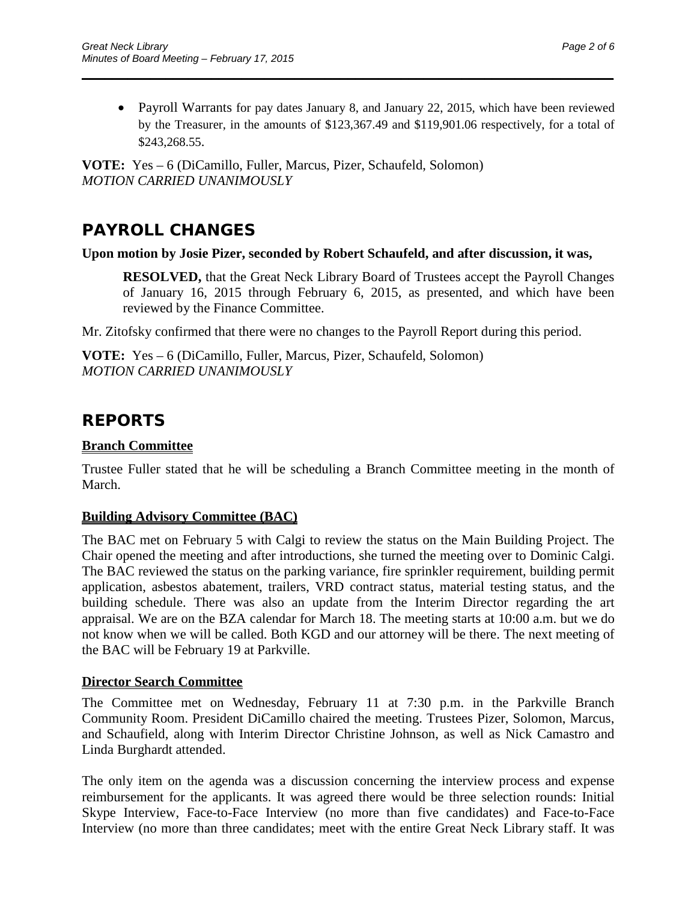- Payroll Warrants for pay dates January 8, and January 22, 2015, which have been reviewed by the Treasurer, in the amounts of $123,367.49 and $119,901.06 respectively, for a total of $243,268.55.

**VOTE:** Yes – 6 (DiCamillo, Fuller, Marcus, Pizer, Schaufeld, Solomon)
*MOTION CARRIED UNANIMOUSLY*

## PAYROLL CHANGES

**Upon motion by Josie Pizer, seconded by Robert Schaufeld, and after discussion, it was,**

> **RESOLVED,** that the Great Neck Library Board of Trustees accept the Payroll Changes of January 16, 2015 through February 6, 2015, as presented, and which have been reviewed by the Finance Committee.

Mr. Zitofsky confirmed that there were no changes to the Payroll Report during this period.

**VOTE:** Yes – 6 (DiCamillo, Fuller, Marcus, Pizer, Schaufeld, Solomon)
*MOTION CARRIED UNANIMOUSLY*

## REPORTS

### Branch Committee

Trustee Fuller stated that he will be scheduling a Branch Committee meeting in the month of March.

### Building Advisory Committee (BAC)

The BAC met on February 5 with Calgi to review the status on the Main Building Project. The Chair opened the meeting and after introductions, she turned the meeting over to Dominic Calgi. The BAC reviewed the status on the parking variance, fire sprinkler requirement, building permit application, asbestos abatement, trailers, VRD contract status, material testing status, and the building schedule. There was also an update from the Interim Director regarding the art appraisal. We are on the BZA calendar for March 18. The meeting starts at 10:00 a.m. but we do not know when we will be called. Both KGD and our attorney will be there. The next meeting of the BAC will be February 19 at Parkville.

### Director Search Committee

The Committee met on Wednesday, February 11 at 7:30 p.m. in the Parkville Branch Community Room. President DiCamillo chaired the meeting. Trustees Pizer, Solomon, Marcus, and Schaufield, along with Interim Director Christine Johnson, as well as Nick Camastro and Linda Burghardt attended.

The only item on the agenda was a discussion concerning the interview process and expense reimbursement for the applicants. It was agreed there would be three selection rounds: Initial Skype Interview, Face-to-Face Interview (no more than five candidates) and Face-to-Face Interview (no more than three candidates; meet with the entire Great Neck Library staff. It was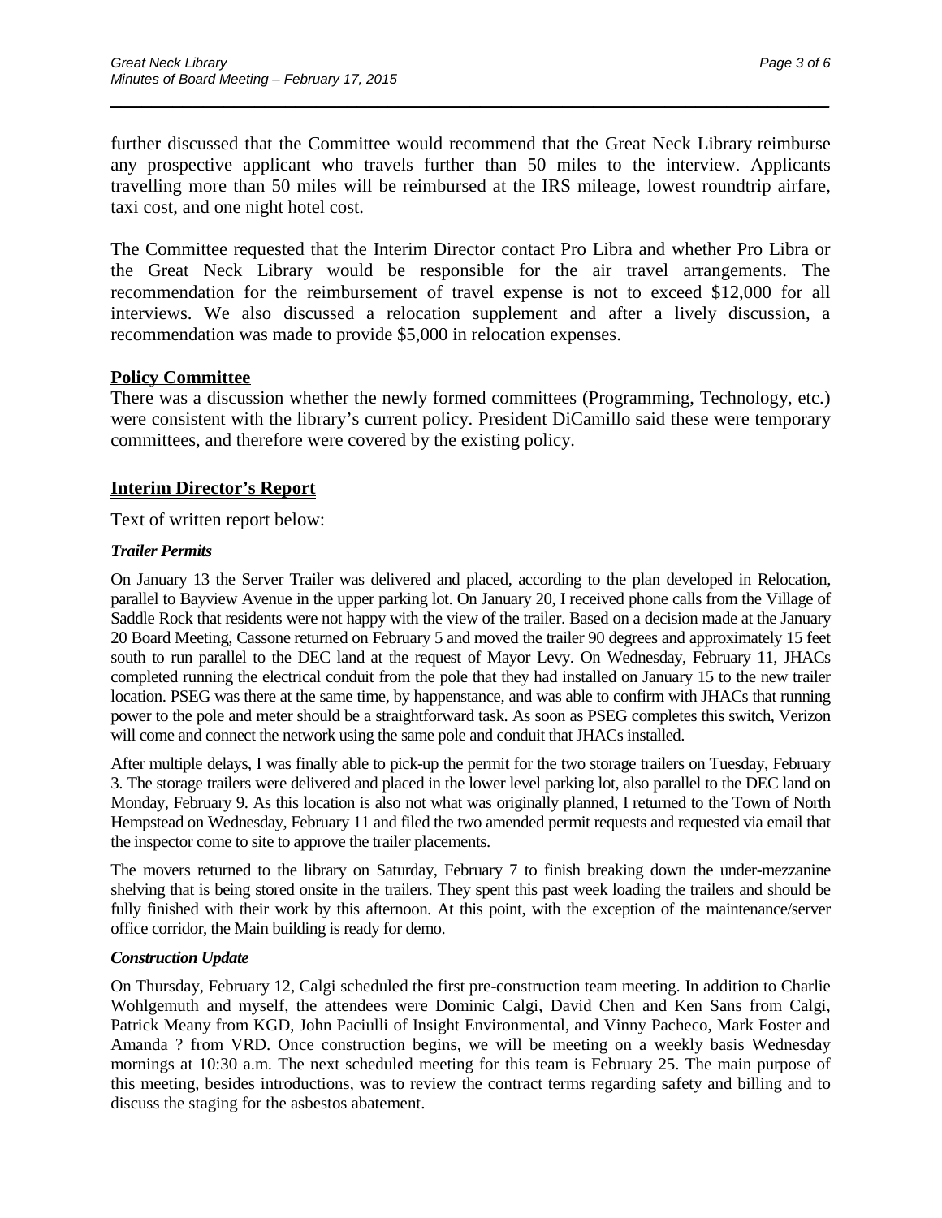further discussed that the Committee would recommend that the Great Neck Library reimburse any prospective applicant who travels further than 50 miles to the interview. Applicants travelling more than 50 miles will be reimbursed at the IRS mileage, lowest roundtrip airfare, taxi cost, and one night hotel cost.

The Committee requested that the Interim Director contact Pro Libra and whether Pro Libra or the Great Neck Library would be responsible for the air travel arrangements. The recommendation for the reimbursement of travel expense is not to exceed $12,000 for all interviews. We also discussed a relocation supplement and after a lively discussion, a recommendation was made to provide $5,000 in relocation expenses.

## Policy Committee

There was a discussion whether the newly formed committees (Programming, Technology, etc.) were consistent with the library's current policy. President DiCamillo said these were temporary committees, and therefore were covered by the existing policy.

## Interim Director's Report

Text of written report below:

### *Trailer Permits*

On January 13 the Server Trailer was delivered and placed, according to the plan developed in Relocation, parallel to Bayview Avenue in the upper parking lot. On January 20, I received phone calls from the Village of Saddle Rock that residents were not happy with the view of the trailer. Based on a decision made at the January 20 Board Meeting, Cassone returned on February 5 and moved the trailer 90 degrees and approximately 15 feet south to run parallel to the DEC land at the request of Mayor Levy. On Wednesday, February 11, JHACs completed running the electrical conduit from the pole that they had installed on January 15 to the new trailer location. PSEG was there at the same time, by happenstance, and was able to confirm with JHACs that running power to the pole and meter should be a straightforward task. As soon as PSEG completes this switch, Verizon will come and connect the network using the same pole and conduit that JHACs installed.

After multiple delays, I was finally able to pick-up the permit for the two storage trailers on Tuesday, February 3. The storage trailers were delivered and placed in the lower level parking lot, also parallel to the DEC land on Monday, February 9. As this location is also not what was originally planned, I returned to the Town of North Hempstead on Wednesday, February 11 and filed the two amended permit requests and requested via email that the inspector come to site to approve the trailer placements.

The movers returned to the library on Saturday, February 7 to finish breaking down the under-mezzanine shelving that is being stored onsite in the trailers. They spent this past week loading the trailers and should be fully finished with their work by this afternoon. At this point, with the exception of the maintenance/server office corridor, the Main building is ready for demo.

### *Construction Update*

On Thursday, February 12, Calgi scheduled the first pre-construction team meeting. In addition to Charlie Wohlgemuth and myself, the attendees were Dominic Calgi, David Chen and Ken Sans from Calgi, Patrick Meany from KGD, John Paciulli of Insight Environmental, and Vinny Pacheco, Mark Foster and Amanda ? from VRD. Once construction begins, we will be meeting on a weekly basis Wednesday mornings at 10:30 a.m. The next scheduled meeting for this team is February 25. The main purpose of this meeting, besides introductions, was to review the contract terms regarding safety and billing and to discuss the staging for the asbestos abatement.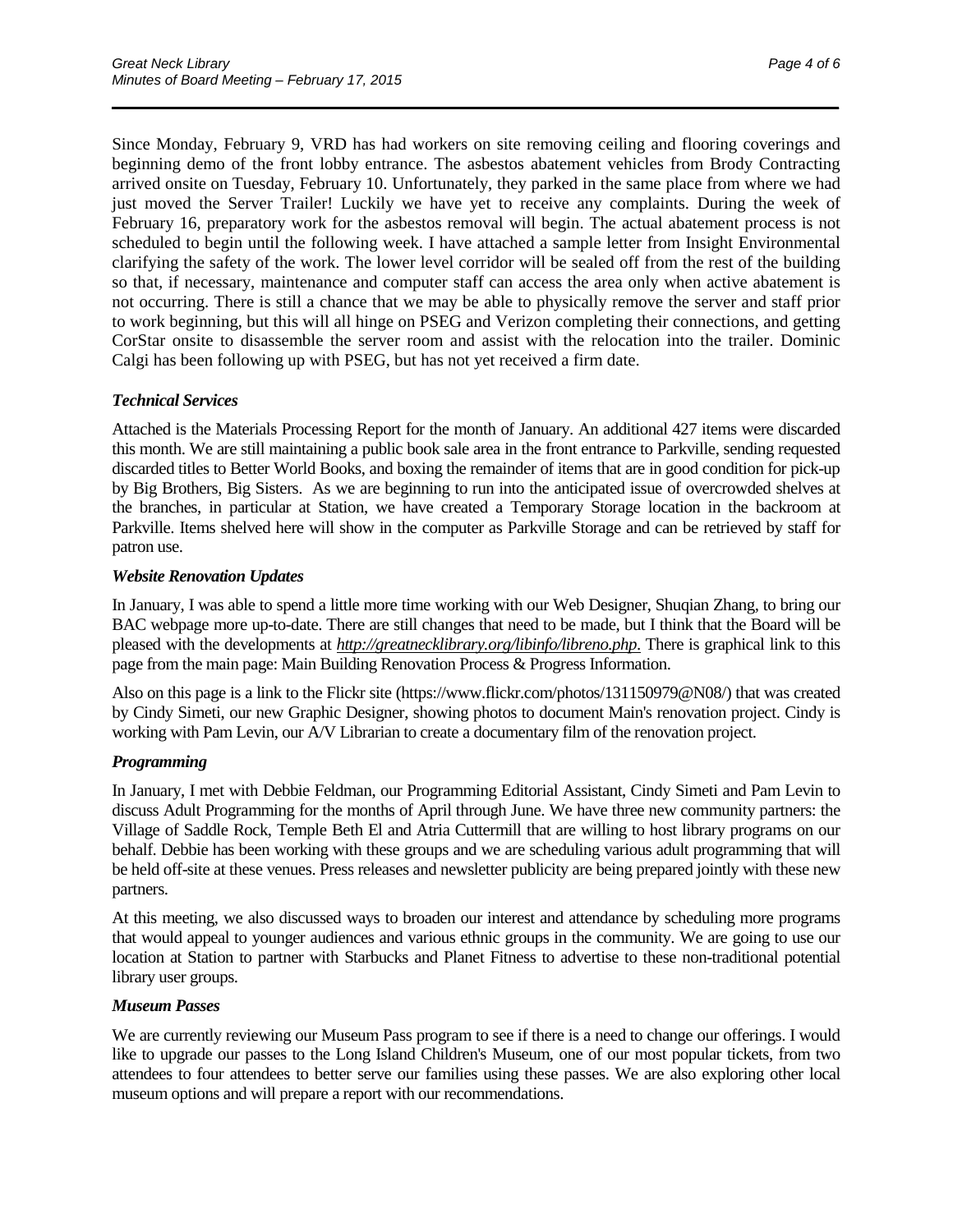Since Monday, February 9, VRD has had workers on site removing ceiling and flooring coverings and beginning demo of the front lobby entrance. The asbestos abatement vehicles from Brody Contracting arrived onsite on Tuesday, February 10. Unfortunately, they parked in the same place from where we had just moved the Server Trailer! Luckily we have yet to receive any complaints. During the week of February 16, preparatory work for the asbestos removal will begin. The actual abatement process is not scheduled to begin until the following week. I have attached a sample letter from Insight Environmental clarifying the safety of the work. The lower level corridor will be sealed off from the rest of the building so that, if necessary, maintenance and computer staff can access the area only when active abatement is not occurring. There is still a chance that we may be able to physically remove the server and staff prior to work beginning, but this will all hinge on PSEG and Verizon completing their connections, and getting CorStar onsite to disassemble the server room and assist with the relocation into the trailer. Dominic Calgi has been following up with PSEG, but has not yet received a firm date.

### *Technical Services*

Attached is the Materials Processing Report for the month of January. An additional 427 items were discarded this month. We are still maintaining a public book sale area in the front entrance to Parkville, sending requested discarded titles to Better World Books, and boxing the remainder of items that are in good condition for pick-up by Big Brothers, Big Sisters. As we are beginning to run into the anticipated issue of overcrowded shelves at the branches, in particular at Station, we have created a Temporary Storage location in the backroom at Parkville. Items shelved here will show in the computer as Parkville Storage and can be retrieved by staff for patron use.

### *Website Renovation Updates*

In January, I was able to spend a little more time working with our Web Designer, Shuqian Zhang, to bring our BAC webpage more up-to-date. There are still changes that need to be made, but I think that the Board will be pleased with the developments at *http://greatnecklibrary.org/libinfo/libreno.php*. There is graphical link to this page from the main page: Main Building Renovation Process & Progress Information.

Also on this page is a link to the Flickr site (https://www.flickr.com/photos/131150979@N08/) that was created by Cindy Simeti, our new Graphic Designer, showing photos to document Main's renovation project. Cindy is working with Pam Levin, our A/V Librarian to create a documentary film of the renovation project.

### *Programming*

In January, I met with Debbie Feldman, our Programming Editorial Assistant, Cindy Simeti and Pam Levin to discuss Adult Programming for the months of April through June. We have three new community partners: the Village of Saddle Rock, Temple Beth El and Atria Cuttermill that are willing to host library programs on our behalf. Debbie has been working with these groups and we are scheduling various adult programming that will be held off-site at these venues. Press releases and newsletter publicity are being prepared jointly with these new partners.

At this meeting, we also discussed ways to broaden our interest and attendance by scheduling more programs that would appeal to younger audiences and various ethnic groups in the community. We are going to use our location at Station to partner with Starbucks and Planet Fitness to advertise to these non-traditional potential library user groups.

### *Museum Passes*

We are currently reviewing our Museum Pass program to see if there is a need to change our offerings. I would like to upgrade our passes to the Long Island Children's Museum, one of our most popular tickets, from two attendees to four attendees to better serve our families using these passes. We are also exploring other local museum options and will prepare a report with our recommendations.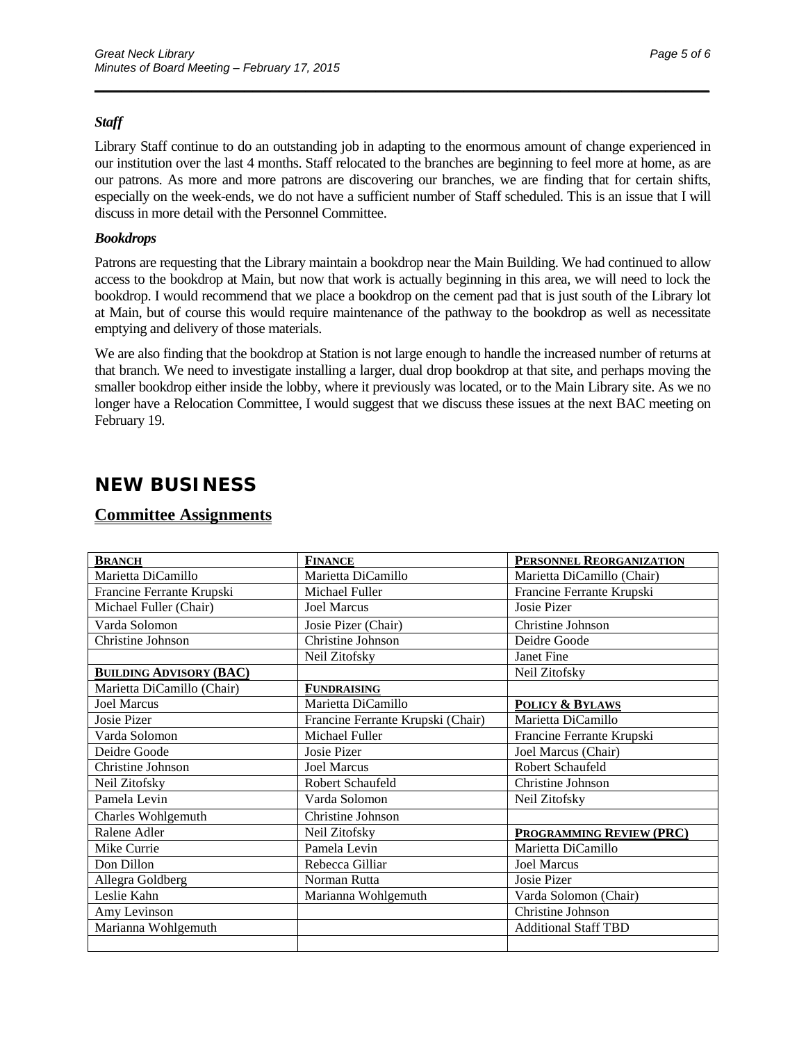### *Staff*

Library Staff continue to do an outstanding job in adapting to the enormous amount of change experienced in our institution over the last 4 months. Staff relocated to the branches are beginning to feel more at home, as are our patrons. As more and more patrons are discovering our branches, we are finding that for certain shifts, especially on the week-ends, we do not have a sufficient number of Staff scheduled. This is an issue that I will discuss in more detail with the Personnel Committee.

### *Bookdrops*

Patrons are requesting that the Library maintain a bookdrop near the Main Building. We had continued to allow access to the bookdrop at Main, but now that work is actually beginning in this area, we will need to lock the bookdrop. I would recommend that we place a bookdrop on the cement pad that is just south of the Library lot at Main, but of course this would require maintenance of the pathway to the bookdrop as well as necessitate emptying and delivery of those materials.

We are also finding that the bookdrop at Station is not large enough to handle the increased number of returns at that branch. We need to investigate installing a larger, dual drop bookdrop at that site, and perhaps moving the smaller bookdrop either inside the lobby, where it previously was located, or to the Main Library site. As we no longer have a Relocation Committee, I would suggest that we discuss these issues at the next BAC meeting on February 19.

# NEW BUSINESS

## Committee Assignments

| **BRANCH** | **FINANCE** | **PERSONNEL REORGANIZATION** |
|---|---|---|
| Marietta DiCamillo | Marietta DiCamillo | Marietta DiCamillo (Chair) |
| Francine Ferrante Krupski | Michael Fuller | Francine Ferrante Krupski |
| Michael Fuller (Chair) | Joel Marcus | Josie Pizer |
| Varda Solomon | Josie Pizer (Chair) | Christine Johnson |
| Christine Johnson | Christine Johnson | Deidre Goode |
| | Neil Zitofsky | Janet Fine |
| **BUILDING ADVISORY (BAC)** | | Neil Zitofsky |
| Marietta DiCamillo (Chair) | **FUNDRAISING** | |
| Joel Marcus | Marietta DiCamillo | **POLICY & BYLAWS** |
| Josie Pizer | Francine Ferrante Krupski (Chair) | Marietta DiCamillo |
| Varda Solomon | Michael Fuller | Francine Ferrante Krupski |
| Deidre Goode | Josie Pizer | Joel Marcus (Chair) |
| Christine Johnson | Joel Marcus | Robert Schaufeld |
| Neil Zitofsky | Robert Schaufeld | Christine Johnson |
| Pamela Levin | Varda Solomon | Neil Zitofsky |
| Charles Wohlgemuth | Christine Johnson | |
| Ralene Adler | Neil Zitofsky | **PROGRAMMING REVIEW (PRC)** |
| Mike Currie | Pamela Levin | Marietta DiCamillo |
| Don Dillon | Rebecca Gilliar | Joel Marcus |
| Allegra Goldberg | Norman Rutta | Josie Pizer |
| Leslie Kahn | Marianna Wohlgemuth | Varda Solomon (Chair) |
| Amy Levinson | | Christine Johnson |
| Marianna Wohlgemuth | | Additional Staff TBD |
| | | |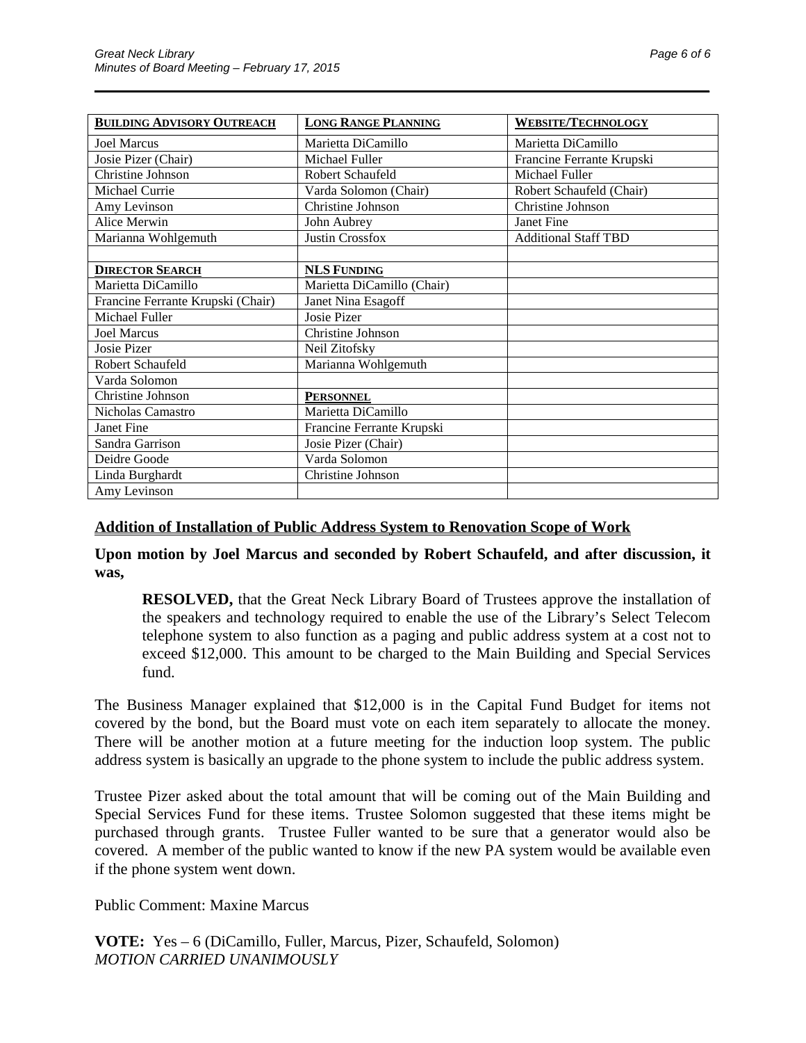| BUILDING ADVISORY OUTREACH | LONG RANGE PLANNING | WEBSITE/TECHNOLOGY |
|---|---|---|
| Joel Marcus | Marietta DiCamillo | Marietta DiCamillo |
| Josie Pizer (Chair) | Michael Fuller | Francine Ferrante Krupski |
| Christine Johnson | Robert Schaufeld | Michael Fuller |
| Michael Currie | Varda Solomon (Chair) | Robert Schaufeld (Chair) |
| Amy Levinson | Christine Johnson | Christine Johnson |
| Alice Merwin | John Aubrey | Janet Fine |
| Marianna Wohlgemuth | Justin Crossfox | Additional Staff TBD |
| | | |
| **DIRECTOR SEARCH** | **NLS FUNDING** | |
| Marietta DiCamillo | Marietta DiCamillo (Chair) | |
| Francine Ferrante Krupski (Chair) | Janet Nina Esagoff | |
| Michael Fuller | Josie Pizer | |
| Joel Marcus | Christine Johnson | |
| Josie Pizer | Neil Zitofsky | |
| Robert Schaufeld | Marianna Wohlgemuth | |
| Varda Solomon | | |
| Christine Johnson | **PERSONNEL** | |
| Nicholas Camastro | Marietta DiCamillo | |
| Janet Fine | Francine Ferrante Krupski | |
| Sandra Garrison | Josie Pizer (Chair) | |
| Deidre Goode | Varda Solomon | |
| Linda Burghardt | Christine Johnson | |
| Amy Levinson | | |

## Addition of Installation of Public Address System to Renovation Scope of Work

**Upon motion by Joel Marcus and seconded by Robert Schaufeld, and after discussion, it was,**

> **RESOLVED,** that the Great Neck Library Board of Trustees approve the installation of the speakers and technology required to enable the use of the Library's Select Telecom telephone system to also function as a paging and public address system at a cost not to exceed $12,000. This amount to be charged to the Main Building and Special Services fund.

The Business Manager explained that $12,000 is in the Capital Fund Budget for items not covered by the bond, but the Board must vote on each item separately to allocate the money. There will be another motion at a future meeting for the induction loop system. The public address system is basically an upgrade to the phone system to include the public address system.

Trustee Pizer asked about the total amount that will be coming out of the Main Building and Special Services Fund for these items. Trustee Solomon suggested that these items might be purchased through grants. Trustee Fuller wanted to be sure that a generator would also be covered. A member of the public wanted to know if the new PA system would be available even if the phone system went down.

Public Comment: Maxine Marcus

**VOTE:** Yes – 6 (DiCamillo, Fuller, Marcus, Pizer, Schaufeld, Solomon)
*MOTION CARRIED UNANIMOUSLY*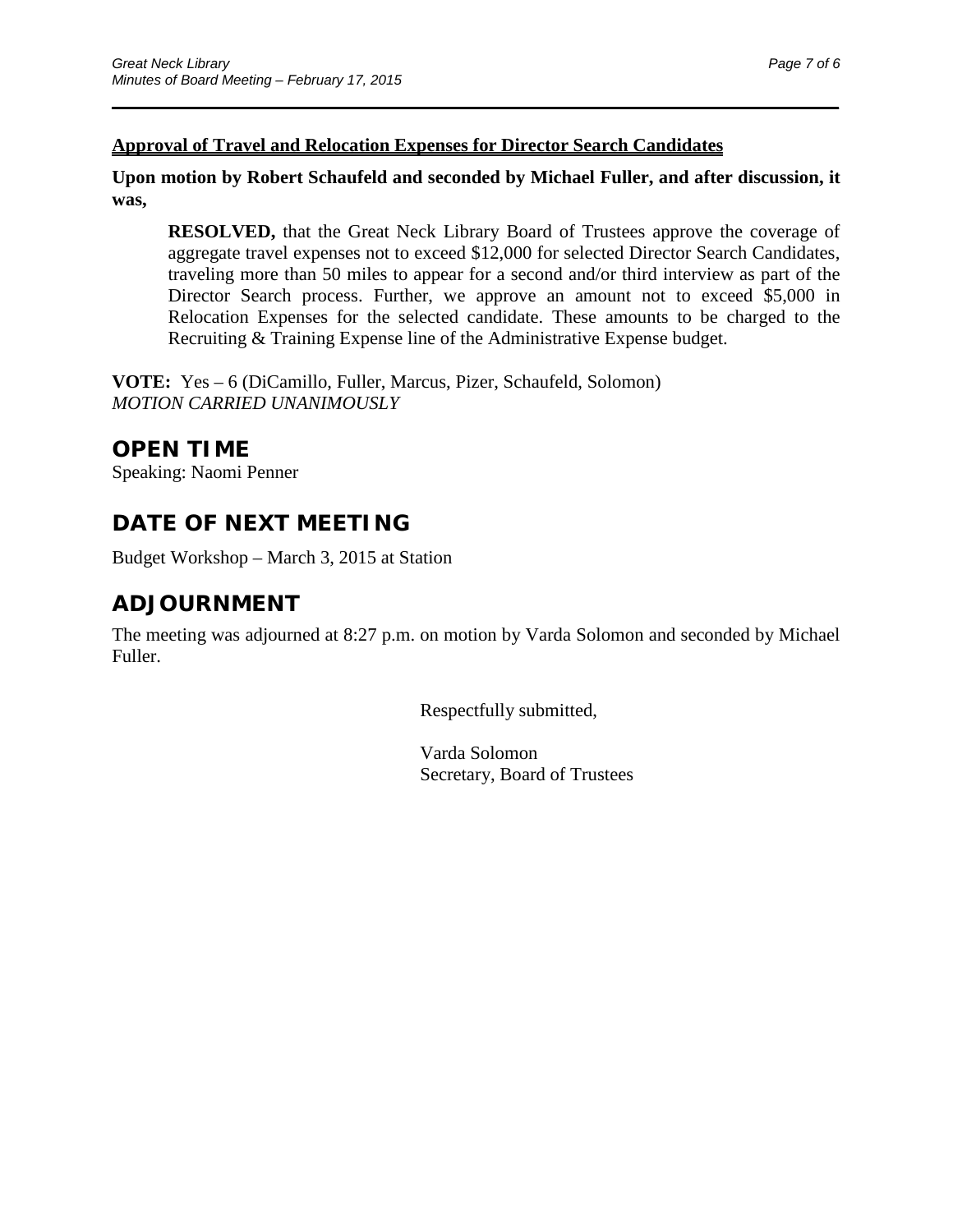**Approval of Travel and Relocation Expenses for Director Search Candidates**

**Upon motion by Robert Schaufeld and seconded by Michael Fuller, and after discussion, it was,**

> **RESOLVED,** that the Great Neck Library Board of Trustees approve the coverage of aggregate travel expenses not to exceed $12,000 for selected Director Search Candidates, traveling more than 50 miles to appear for a second and/or third interview as part of the Director Search process. Further, we approve an amount not to exceed $5,000 in Relocation Expenses for the selected candidate. These amounts to be charged to the Recruiting & Training Expense line of the Administrative Expense budget.

**VOTE:** Yes – 6 (DiCamillo, Fuller, Marcus, Pizer, Schaufeld, Solomon)
*MOTION CARRIED UNANIMOUSLY*

## OPEN TIME

Speaking: Naomi Penner

## DATE OF NEXT MEETING

Budget Workshop – March 3, 2015 at Station

## ADJOURNMENT

The meeting was adjourned at 8:27 p.m. on motion by Varda Solomon and seconded by Michael Fuller.

Respectfully submitted,

Varda Solomon
Secretary, Board of Trustees